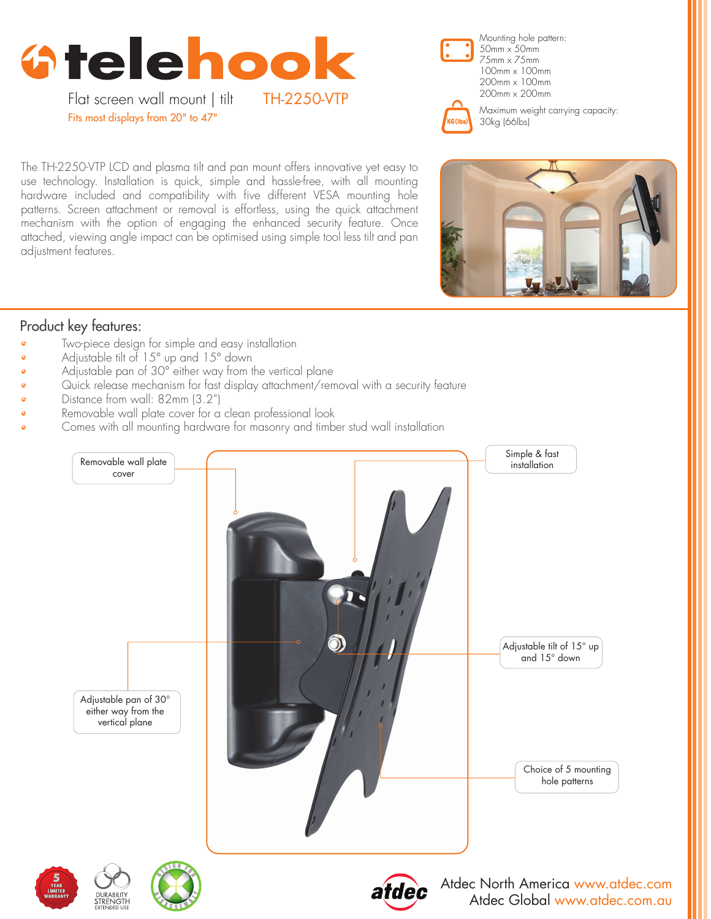# telehook

Flat screen wall mount | tilt TH-2250-VTP

Fits most displays from 20" to 47"

Mounting hole pattern:
50mm x 50mm
75mm x 75mm
100mm x 100mm
200mm x 100mm
200mm x 200mm

Maximum weight carrying capacity:
30kg (66lbs)

The TH-2250-VTP LCD and plasma tilt and pan mount offers innovative yet easy to use technology. Installation is quick, simple and hassle-free, with all mounting hardware included and compatibility with five different VESA mounting hole patterns. Screen attachment or removal is effortless, using the quick attachment mechanism with the option of engaging the enhanced security feature. Once attached, viewing angle impact can be optimised using simple tool less tilt and pan adjustment features.

## Product key features:

- Two-piece design for simple and easy installation
- Adjustable tilt of 15° up and 15° down
- Adjustable pan of 30° either way from the vertical plane
- Quick release mechanism for fast display attachment/removal with a security feature
- Distance from wall: 82mm (3.2")
- Removable wall plate cover for a clean professional look
- Comes with all mounting hardware for masonry and timber stud wall installation

Removable wall plate cover

Simple & fast installation

Adjustable tilt of 15° up and 15° down

Adjustable pan of 30° either way from the vertical plane

Choice of 5 mounting hole patterns

5 YEAR LIMITED WARRANTY

DURABILITY STRENGTH EXTENDED USE

DESIGN FOR DISASSEMBLY

atdec

Atdec North America www.atdec.com
Atdec Global www.atdec.com.au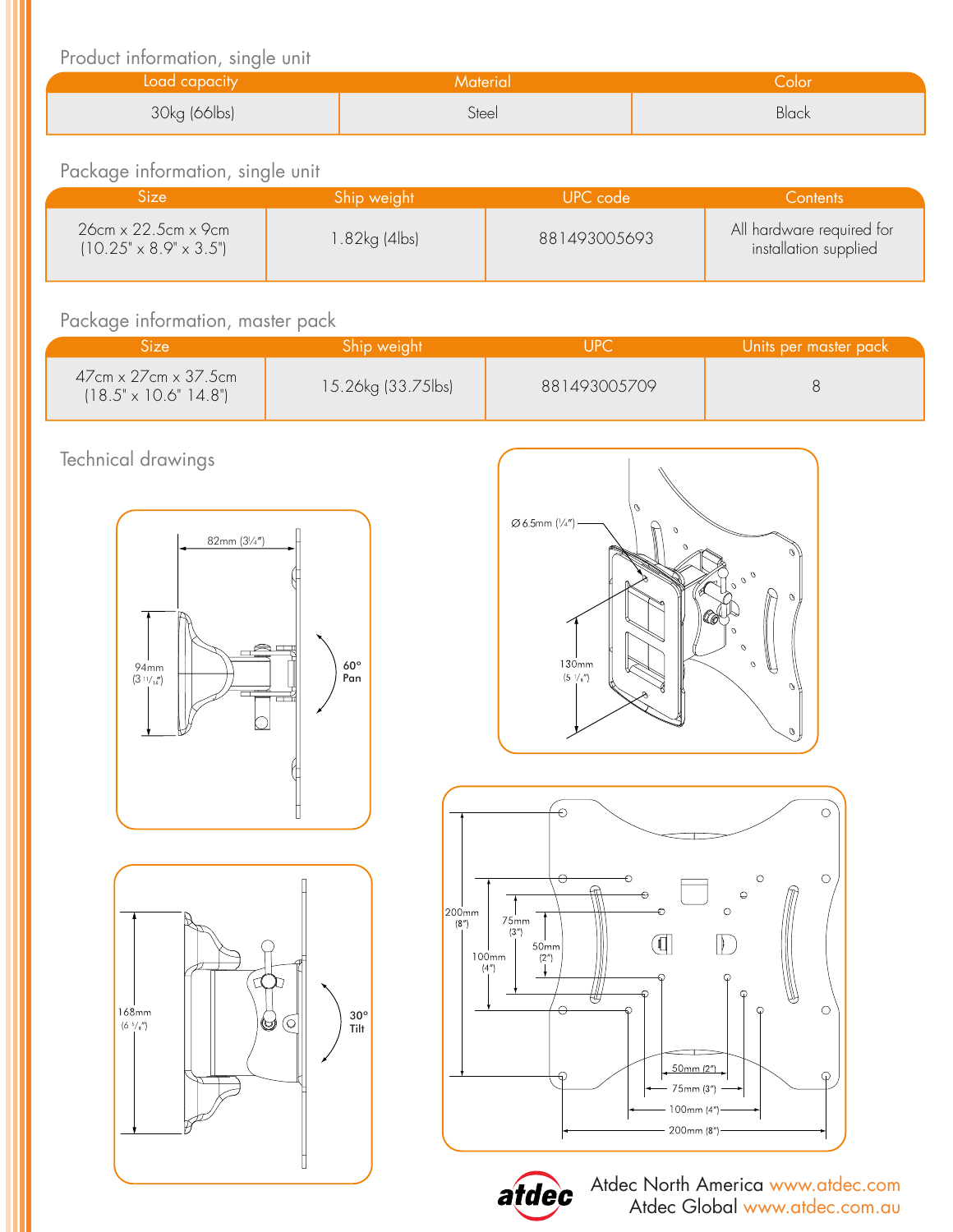Product information, single unit

| Load capacity | Material | Color |
|---|---|---|
| 30kg (66lbs) | Steel | Black |

Package information, single unit

| Size | Ship weight | UPC code | Contents |
|---|---|---|---|
| 26cm x 22.5cm x 9cm (10.25" x 8.9" x 3.5") | 1.82kg (4lbs) | 881493005693 | All hardware required for installation supplied |

Package information, master pack

| Size | Ship weight | UPC | Units per master pack |
|---|---|---|---|
| 47cm x 27cm x 37.5cm (18.5" x 10.6" 14.8") | 15.26kg (33.75lbs) | 881493005709 | 8 |

Technical drawings

82mm (3¼")
94mm (3 11/16")
60° Pan

Ø 6.5mm (¼")
130mm (5 1/8")

168mm (6 5/8")
30° Tilt

200mm (8")
75mm (3")
100mm (4")
50mm (2")
50mm (2")
75mm (3")
100mm (4")
200mm (8")

Atdec North America www.atdec.com
Atdec Global www.atdec.com.au